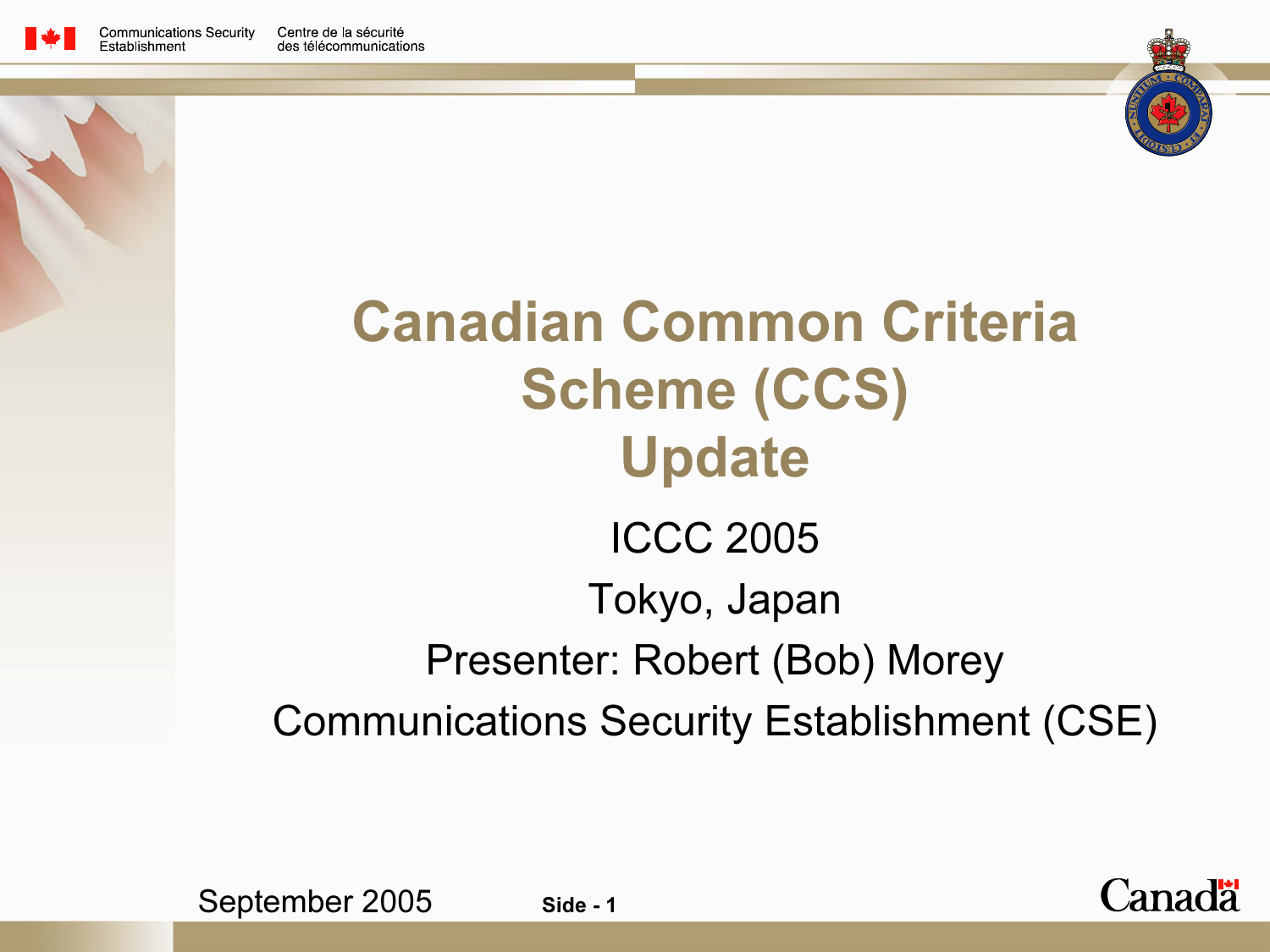Communications Security Establishment | Centre de la sécurité des télécommunications

# Canadian Common Criteria Scheme (CCS) Update

ICCC 2005

Tokyo, Japan

Presenter: Robert (Bob) Morey

Communications Security Establishment (CSE)

September 2005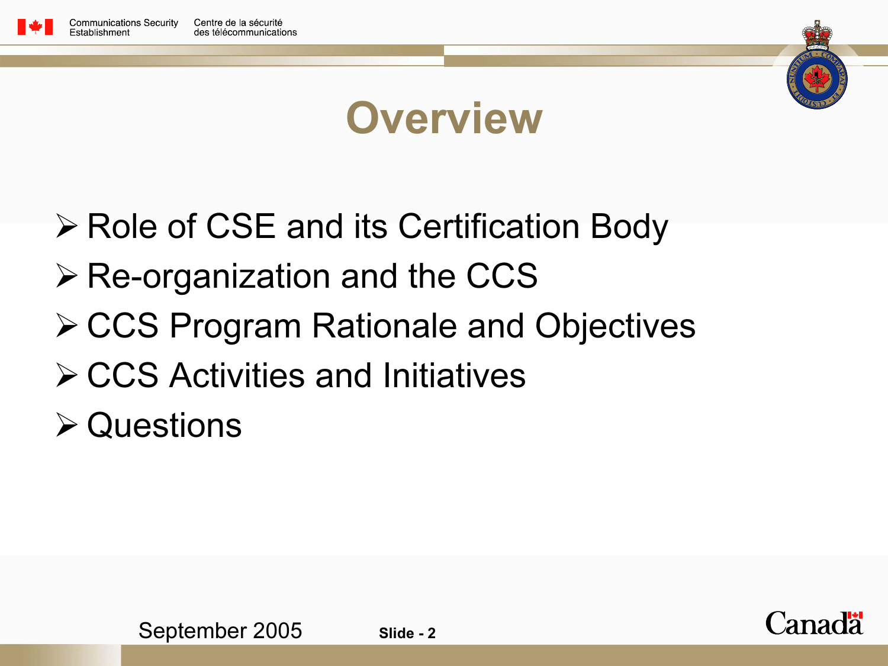# Overview

- Role of CSE and its Certification Body
- Re-organization and the CCS
- CCS Program Rationale and Objectives
- CCS Activities and Initiatives
- Questions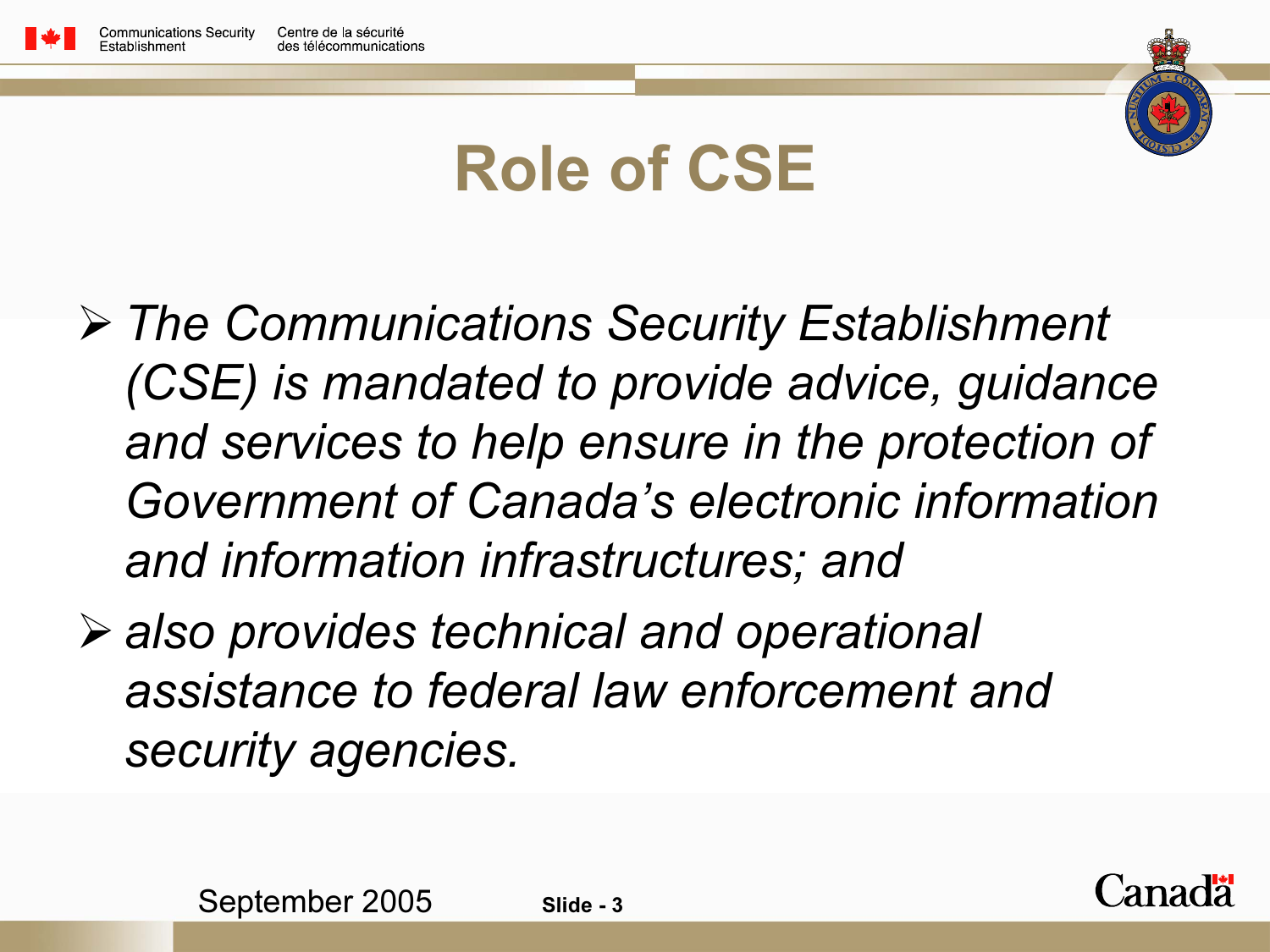# Role of CSE

- *The Communications Security Establishment (CSE) is mandated to provide advice, guidance and services to help ensure in the protection of Government of Canada's electronic information and information infrastructures; and*
- *also provides technical and operational assistance to federal law enforcement and security agencies.*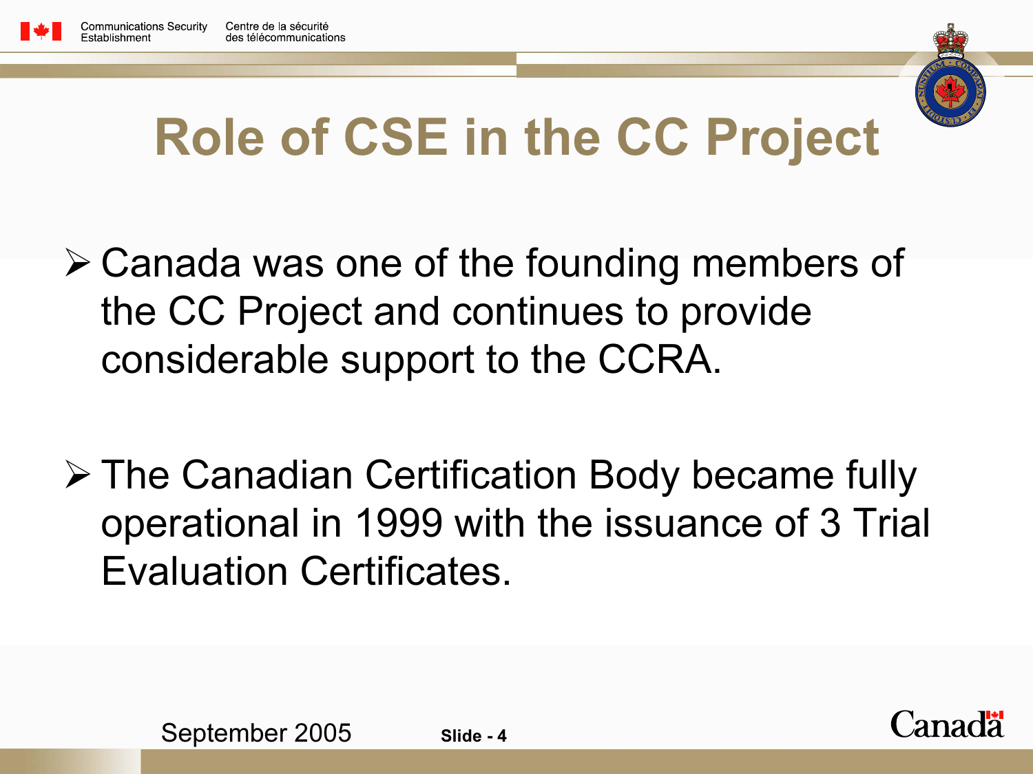# Role of CSE in the CC Project

- Canada was one of the founding members of the CC Project and continues to provide considerable support to the CCRA.
- The Canadian Certification Body became fully operational in 1999 with the issuance of 3 Trial Evaluation Certificates.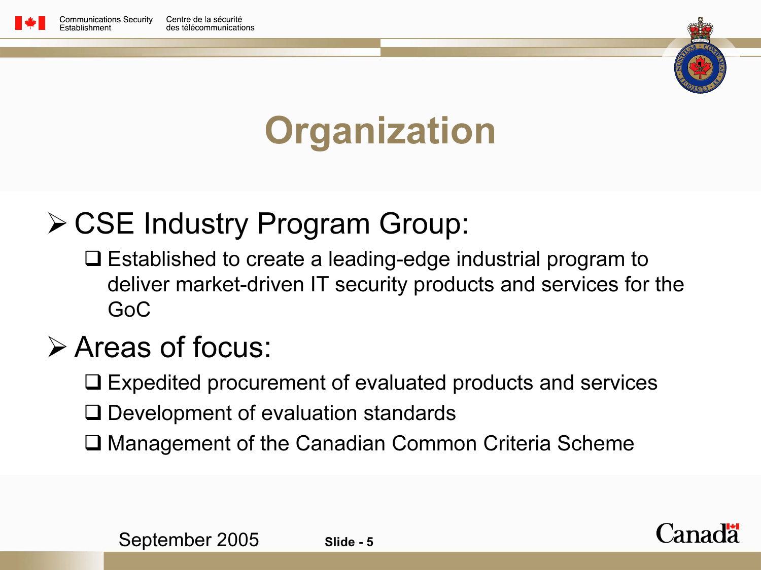# Organization

- CSE Industry Program Group:
  - Established to create a leading-edge industrial program to deliver market-driven IT security products and services for the GoC
- Areas of focus:
  - Expedited procurement of evaluated products and services
  - Development of evaluation standards
  - Management of the Canadian Common Criteria Scheme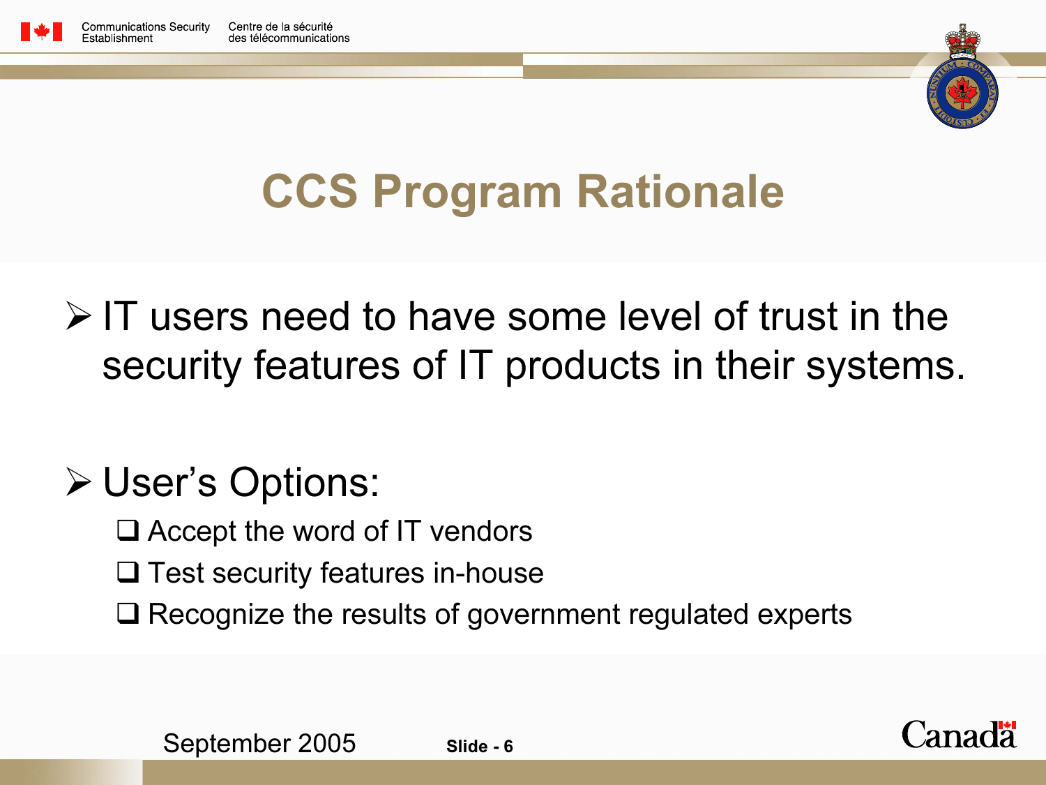# CCS Program Rationale

- IT users need to have some level of trust in the security features of IT products in their systems.

- User's Options:
  - Accept the word of IT vendors
  - Test security features in-house
  - Recognize the results of government regulated experts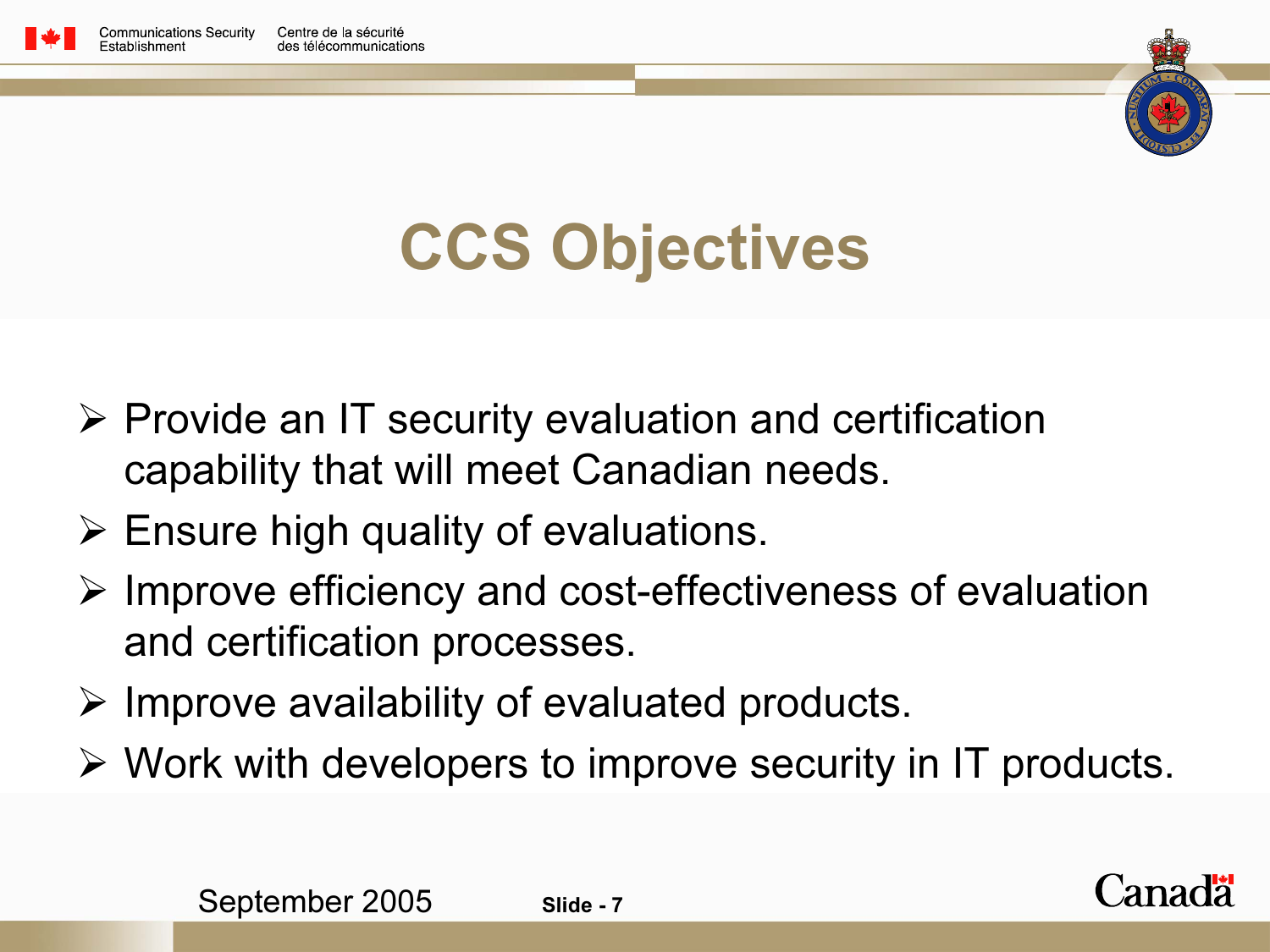# CCS Objectives

- Provide an IT security evaluation and certification capability that will meet Canadian needs.
- Ensure high quality of evaluations.
- Improve efficiency and cost-effectiveness of evaluation and certification processes.
- Improve availability of evaluated products.
- Work with developers to improve security in IT products.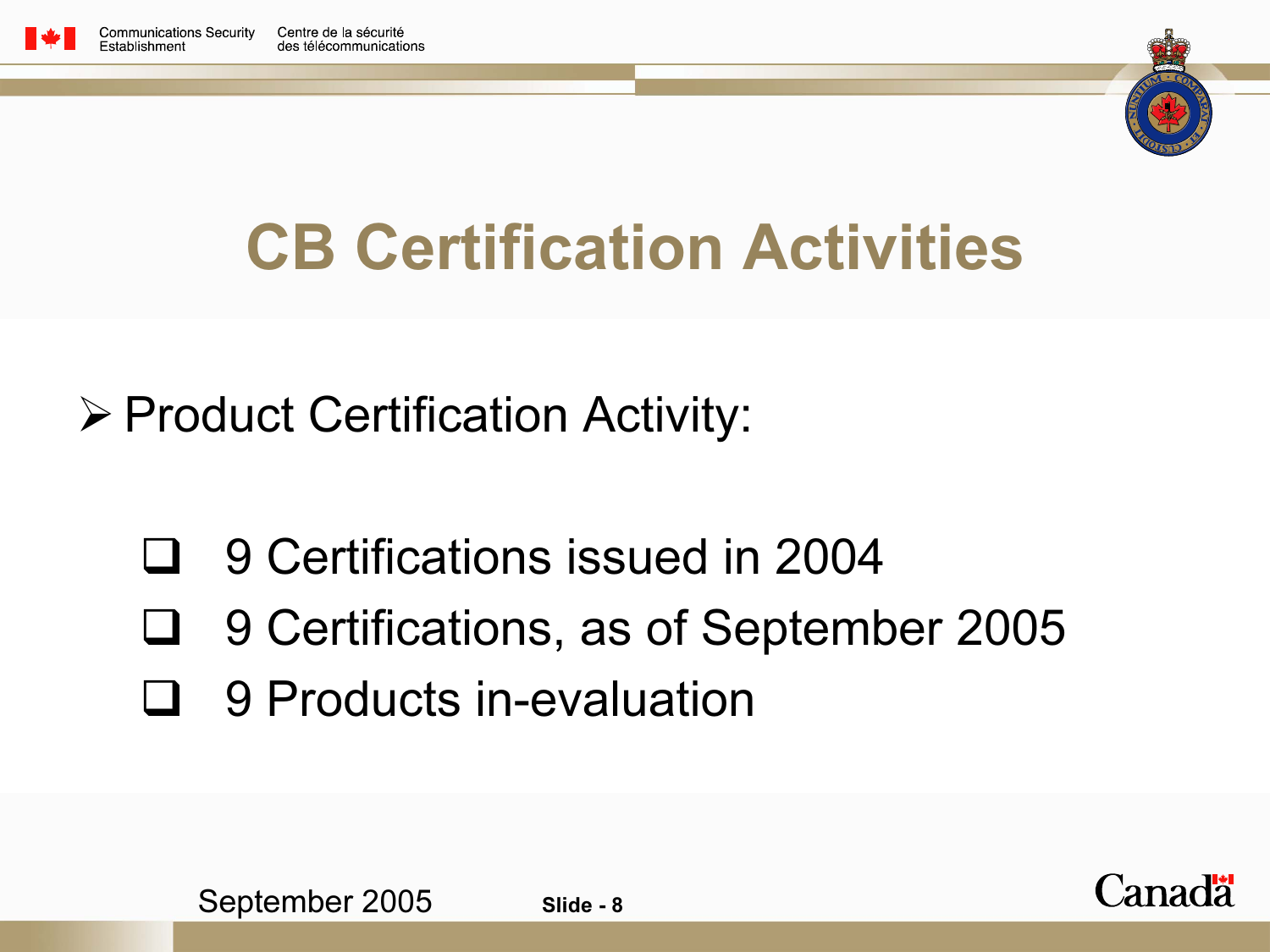# CB Certification Activities

- Product Certification Activity:
  - 9 Certifications issued in 2004
  - 9 Certifications, as of September 2005
  - 9 Products in-evaluation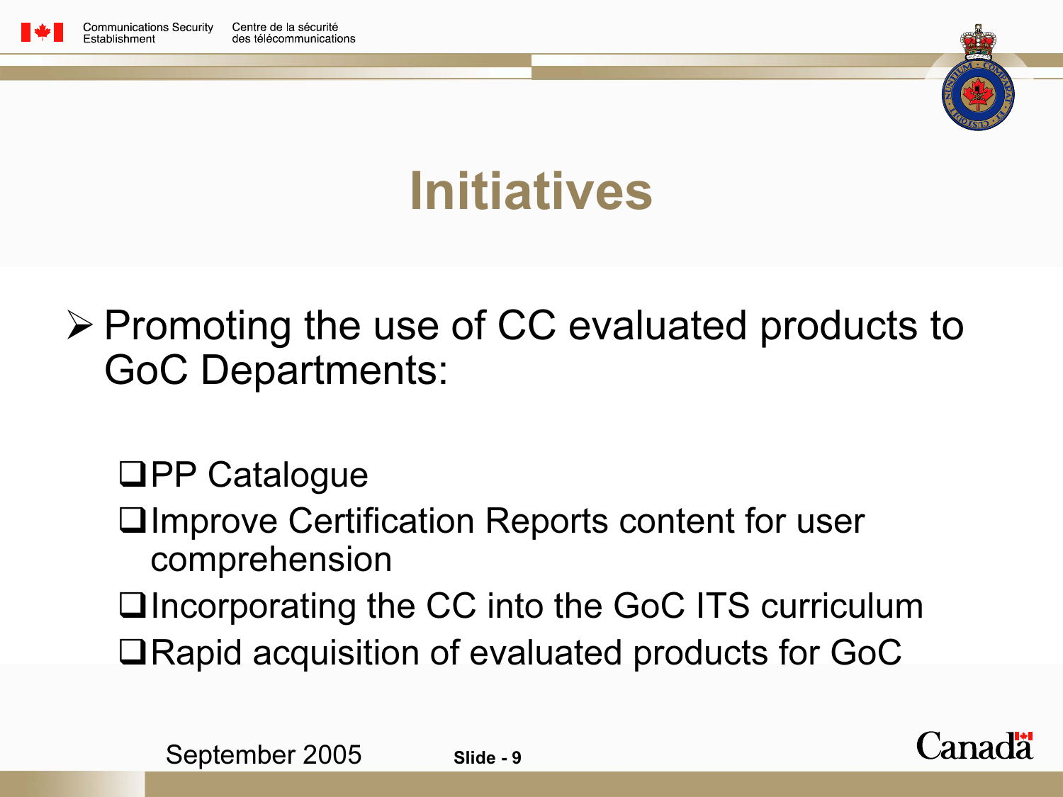# Initiatives

- Promoting the use of CC evaluated products to GoC Departments:
  - PP Catalogue
  - Improve Certification Reports content for user comprehension
  - Incorporating the CC into the GoC ITS curriculum
  - Rapid acquisition of evaluated products for GoC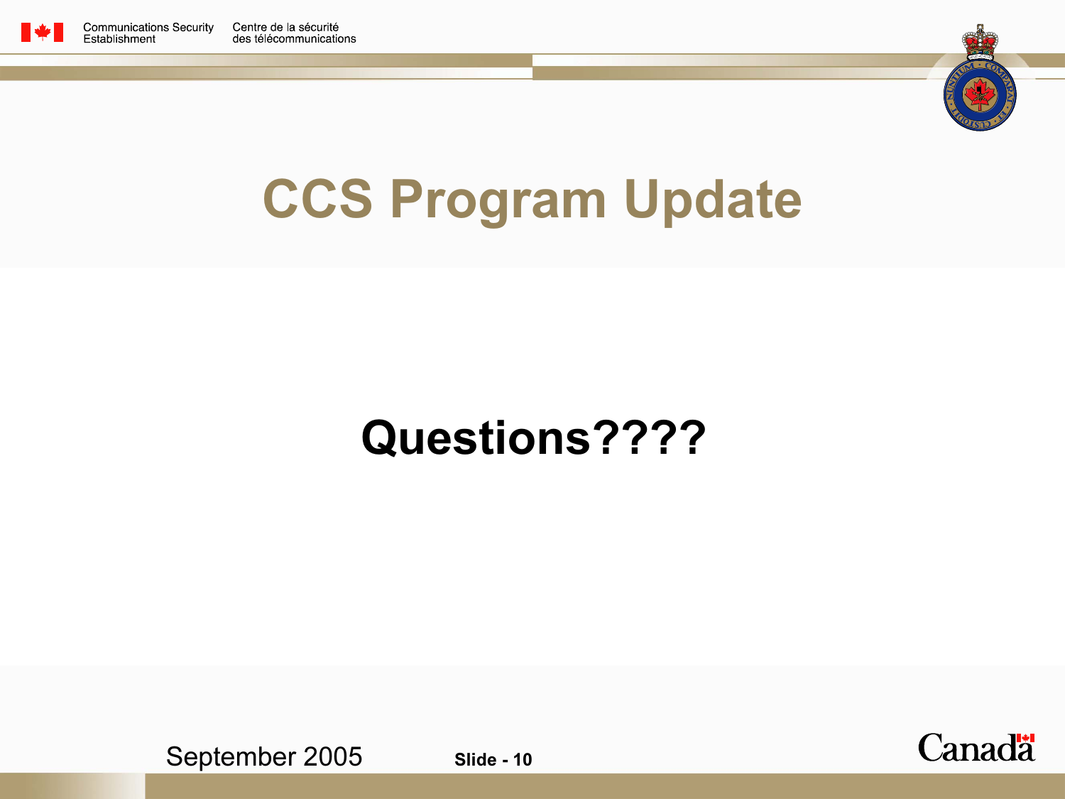# CCS Program Update

## Questions????